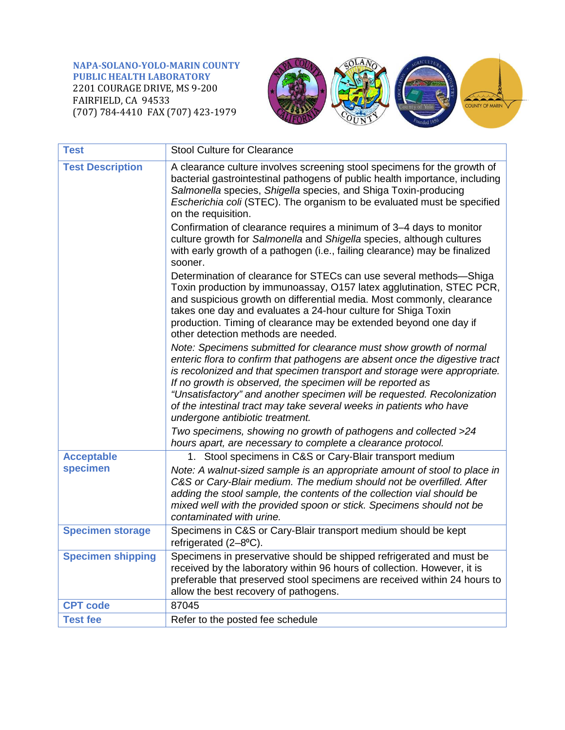**NAPA-SOLANO-YOLO-MARIN COUNTY**
**PUBLIC HEALTH LABORATORY**
2201 COURAGE DRIVE, MS 9-200
FAIRFIELD, CA 94533
(707) 784-4410 FAX (707) 423-1979

| **Test** | Stool Culture for Clearance |
| --- | --- |
| **Test Description** | A clearance culture involves screening stool specimens for the growth of bacterial gastrointestinal pathogens of public health importance, including *Salmonella* species, *Shigella* species, and Shiga Toxin-producing *Escherichia coli* (STEC). The organism to be evaluated must be specified on the requisition.<br><br>Confirmation of clearance requires a minimum of 3–4 days to monitor culture growth for *Salmonella* and *Shigella* species, although cultures with early growth of a pathogen (i.e., failing clearance) may be finalized sooner.<br><br>Determination of clearance for STECs can use several methods—Shiga Toxin production by immunoassay, O157 latex agglutination, STEC PCR, and suspicious growth on differential media. Most commonly, clearance takes one day and evaluates a 24-hour culture for Shiga Toxin production. Timing of clearance may be extended beyond one day if other detection methods are needed.<br><br>*Note: Specimens submitted for clearance must show growth of normal enteric flora to confirm that pathogens are absent once the digestive tract is recolonized and that specimen transport and storage were appropriate. If no growth is observed, the specimen will be reported as "Unsatisfactory" and another specimen will be requested. Recolonization of the intestinal tract may take several weeks in patients who have undergone antibiotic treatment.*<br><br>*Two specimens, showing no growth of pathogens and collected >24 hours apart, are necessary to complete a clearance protocol.* |
| **Acceptable specimen** | 1. Stool specimens in C&S or Cary-Blair transport medium<br><br>*Note: A walnut-sized sample is an appropriate amount of stool to place in C&S or Cary-Blair medium. The medium should not be overfilled. After adding the stool sample, the contents of the collection vial should be mixed well with the provided spoon or stick. Specimens should not be contaminated with urine.* |
| **Specimen storage** | Specimens in C&S or Cary-Blair transport medium should be kept refrigerated (2–8ºC). |
| **Specimen shipping** | Specimens in preservative should be shipped refrigerated and must be received by the laboratory within 96 hours of collection. However, it is preferable that preserved stool specimens are received within 24 hours to allow the best recovery of pathogens. |
| **CPT code** | 87045 |
| **Test fee** | Refer to the posted fee schedule |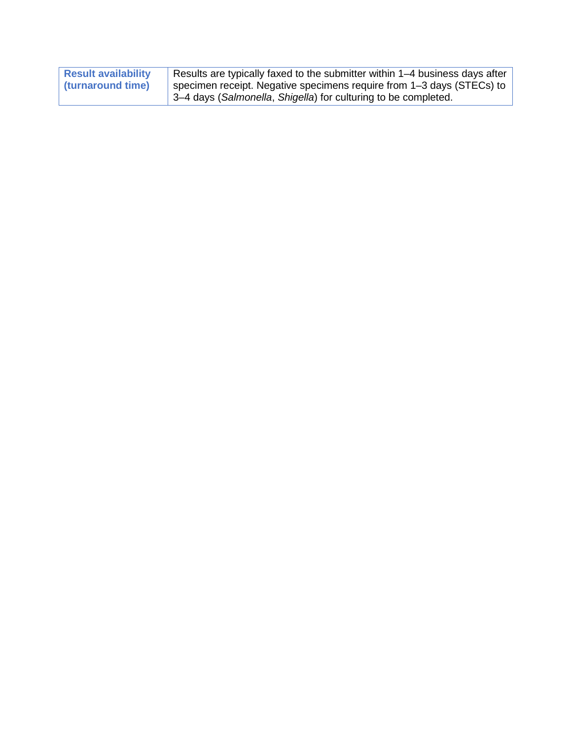| | |
|---|---|
| **Result availability (turnaround time)** | Results are typically faxed to the submitter within 1–4 business days after specimen receipt. Negative specimens require from 1–3 days (STECs) to 3–4 days (*Salmonella*, *Shigella*) for culturing to be completed. |